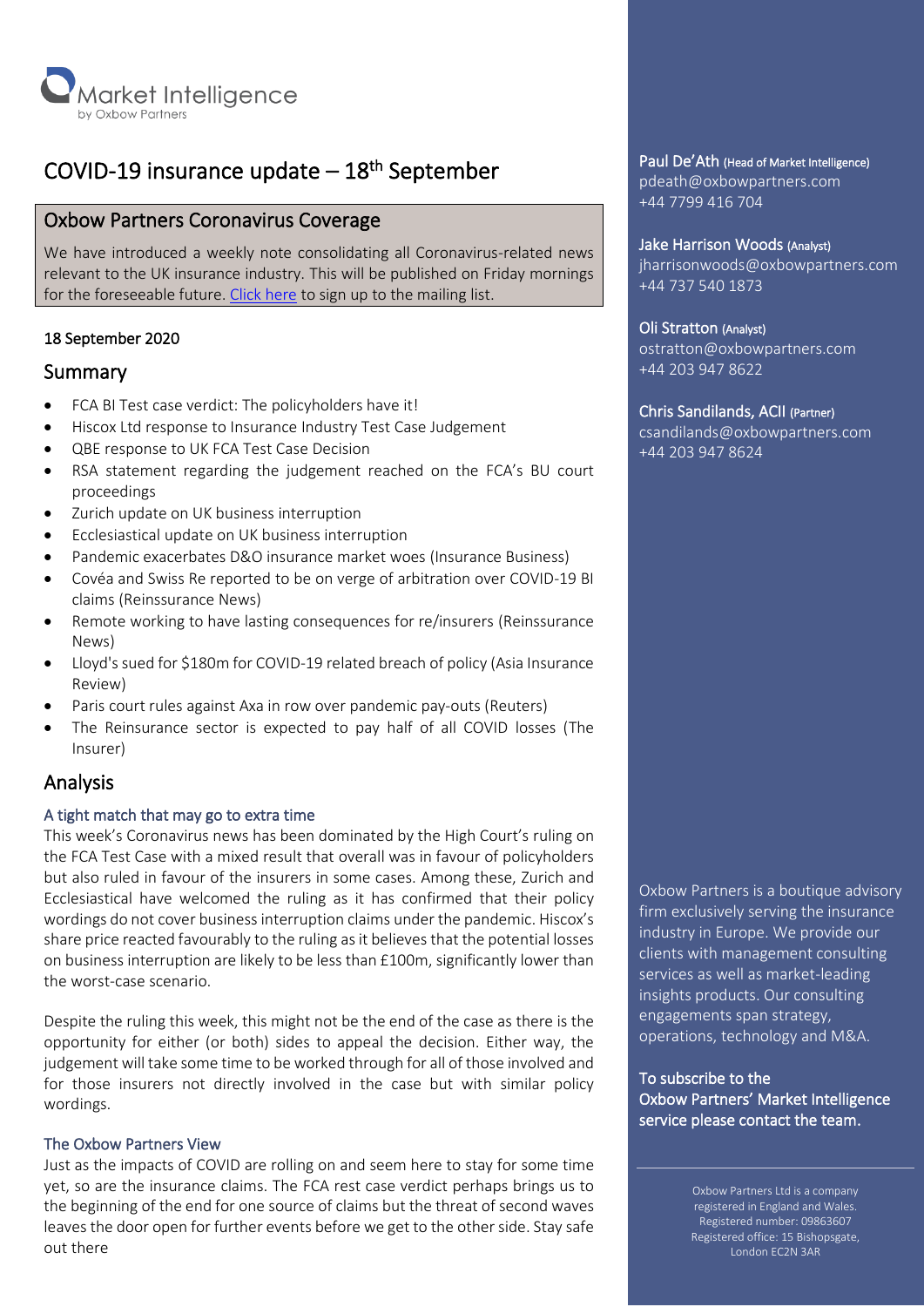Market Intelligence
by Oxbow Partners

# COVID-19 insurance update – 18th September

## Oxbow Partners Coronavirus Coverage

We have introduced a weekly note consolidating all Coronavirus-related news relevant to the UK insurance industry. This will be published on Friday mornings for the foreseeable future. Click here to sign up to the mailing list.

18 September 2020

## Summary

- FCA BI Test case verdict: The policyholders have it!
- Hiscox Ltd response to Insurance Industry Test Case Judgement
- QBE response to UK FCA Test Case Decision
- RSA statement regarding the judgement reached on the FCA's BU court proceedings
- Zurich update on UK business interruption
- Ecclesiastical update on UK business interruption
- Pandemic exacerbates D&O insurance market woes (Insurance Business)
- Covéa and Swiss Re reported to be on verge of arbitration over COVID-19 BI claims (Reinssurance News)
- Remote working to have lasting consequences for re/insurers (Reinssurance News)
- Lloyd's sued for $180m for COVID-19 related breach of policy (Asia Insurance Review)
- Paris court rules against Axa in row over pandemic pay-outs (Reuters)
- The Reinsurance sector is expected to pay half of all COVID losses (The Insurer)

## Analysis

### A tight match that may go to extra time

This week's Coronavirus news has been dominated by the High Court's ruling on the FCA Test Case with a mixed result that overall was in favour of policyholders but also ruled in favour of the insurers in some cases. Among these, Zurich and Ecclesiastical have welcomed the ruling as it has confirmed that their policy wordings do not cover business interruption claims under the pandemic. Hiscox's share price reacted favourably to the ruling as it believes that the potential losses on business interruption are likely to be less than £100m, significantly lower than the worst-case scenario.

Despite the ruling this week, this might not be the end of the case as there is the opportunity for either (or both) sides to appeal the decision. Either way, the judgement will take some time to be worked through for all of those involved and for those insurers not directly involved in the case but with similar policy wordings.

### The Oxbow Partners View

Just as the impacts of COVID are rolling on and seem here to stay for some time yet, so are the insurance claims. The FCA rest case verdict perhaps brings us to the beginning of the end for one source of claims but the threat of second waves leaves the door open for further events before we get to the other side. Stay safe out there

---

**Paul De'Ath** (Head of Market Intelligence)
pdeath@oxbowpartners.com
+44 7799 416 704

**Jake Harrison Woods** (Analyst)
jharrisonwoods@oxbowpartners.com
+44 737 540 1873

**Oli Stratton** (Analyst)
ostratton@oxbowpartners.com
+44 203 947 8622

**Chris Sandilands, ACII** (Partner)
csandilands@oxbowpartners.com
+44 203 947 8624

Oxbow Partners is a boutique advisory firm exclusively serving the insurance industry in Europe. We provide our clients with management consulting services as well as market-leading insights products. Our consulting engagements span strategy, operations, technology and M&A.

**To subscribe to the Oxbow Partners' Market Intelligence service please contact the team.**

Oxbow Partners Ltd is a company registered in England and Wales. Registered number: 09863607 Registered office: 15 Bishopsgate, London EC2N 3AR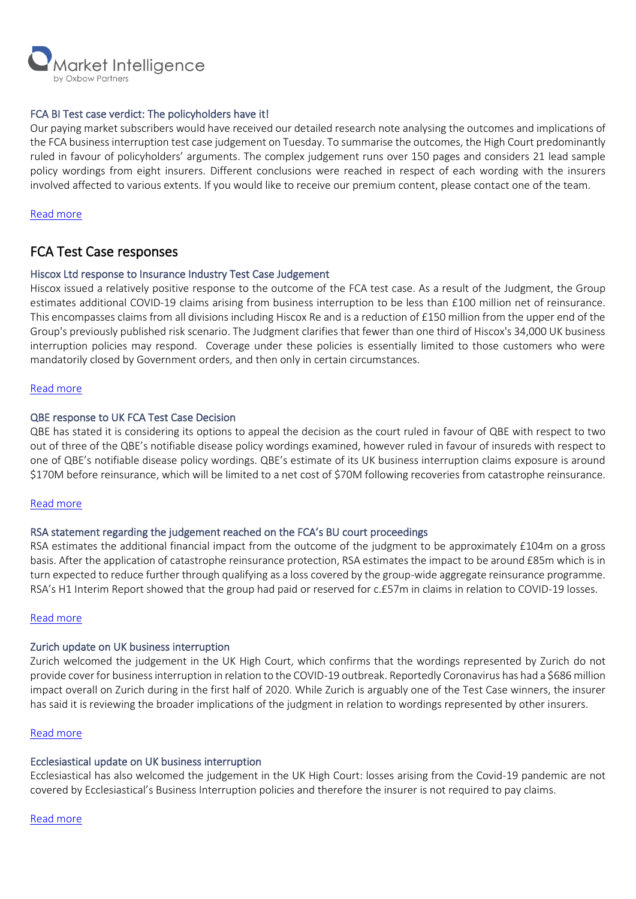Market Intelligence
by Oxbow Partners

### FCA BI Test case verdict: The policyholders have it!

Our paying market subscribers would have received our detailed research note analysing the outcomes and implications of the FCA business interruption test case judgement on Tuesday. To summarise the outcomes, the High Court predominantly ruled in favour of policyholders' arguments. The complex judgement runs over 150 pages and considers 21 lead sample policy wordings from eight insurers. Different conclusions were reached in respect of each wording with the insurers involved affected to various extents. If you would like to receive our premium content, please contact one of the team.

Read more

## FCA Test Case responses

### Hiscox Ltd response to Insurance Industry Test Case Judgement

Hiscox issued a relatively positive response to the outcome of the FCA test case. As a result of the Judgment, the Group estimates additional COVID-19 claims arising from business interruption to be less than £100 million net of reinsurance. This encompasses claims from all divisions including Hiscox Re and is a reduction of £150 million from the upper end of the Group's previously published risk scenario. The Judgment clarifies that fewer than one third of Hiscox's 34,000 UK business interruption policies may respond. Coverage under these policies is essentially limited to those customers who were mandatorily closed by Government orders, and then only in certain circumstances.

Read more

### QBE response to UK FCA Test Case Decision

QBE has stated it is considering its options to appeal the decision as the court ruled in favour of QBE with respect to two out of three of the QBE's notifiable disease policy wordings examined, however ruled in favour of insureds with respect to one of QBE's notifiable disease policy wordings. QBE's estimate of its UK business interruption claims exposure is around $170M before reinsurance, which will be limited to a net cost of $70M following recoveries from catastrophe reinsurance.

Read more

### RSA statement regarding the judgement reached on the FCA's BU court proceedings

RSA estimates the additional financial impact from the outcome of the judgment to be approximately £104m on a gross basis. After the application of catastrophe reinsurance protection, RSA estimates the impact to be around £85m which is in turn expected to reduce further through qualifying as a loss covered by the group-wide aggregate reinsurance programme. RSA's H1 Interim Report showed that the group had paid or reserved for c.£57m in claims in relation to COVID-19 losses.

Read more

### Zurich update on UK business interruption

Zurich welcomed the judgement in the UK High Court, which confirms that the wordings represented by Zurich do not provide cover for business interruption in relation to the COVID-19 outbreak. Reportedly Coronavirus has had a $686 million impact overall on Zurich during in the first half of 2020. While Zurich is arguably one of the Test Case winners, the insurer has said it is reviewing the broader implications of the judgment in relation to wordings represented by other insurers.

Read more

### Ecclesiastical update on UK business interruption

Ecclesiastical has also welcomed the judgement in the UK High Court: losses arising from the Covid-19 pandemic are not covered by Ecclesiastical's Business Interruption policies and therefore the insurer is not required to pay claims.

Read more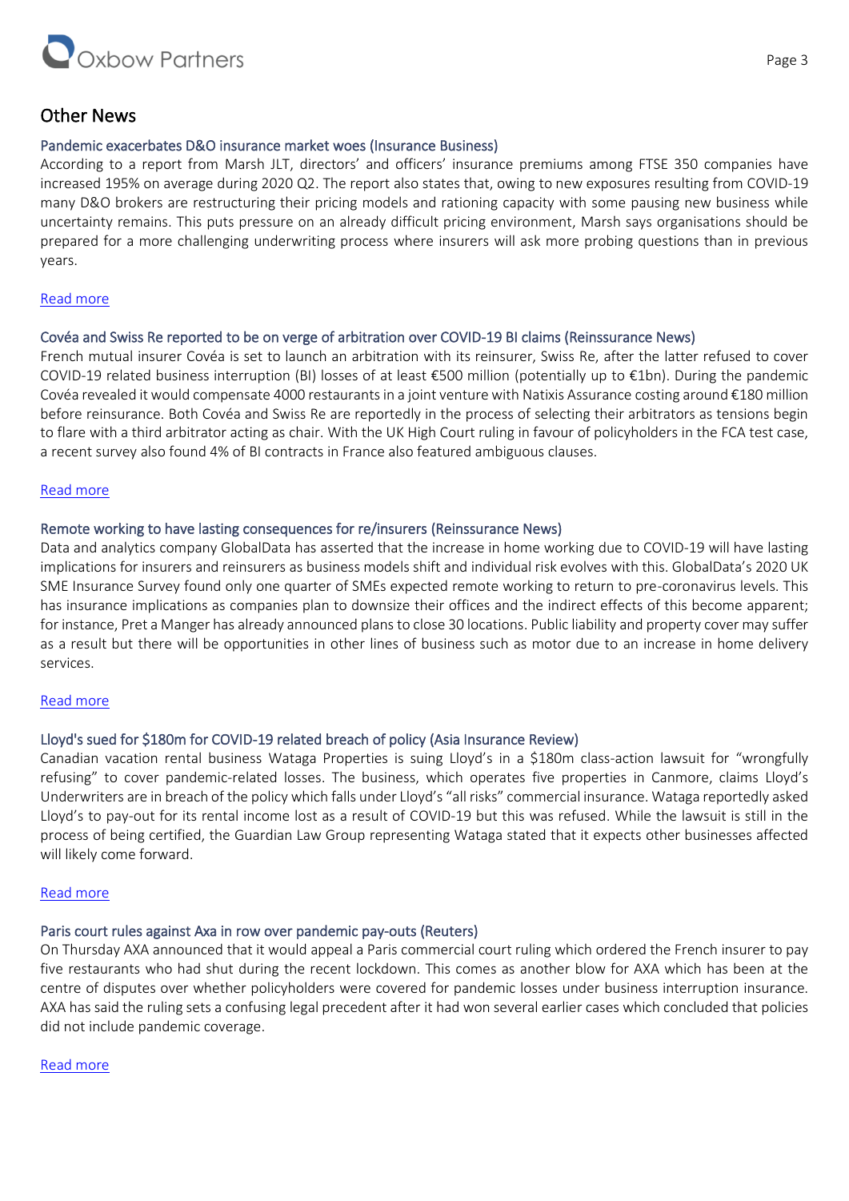## Other News

### Pandemic exacerbates D&O insurance market woes (Insurance Business)

According to a report from Marsh JLT, directors' and officers' insurance premiums among FTSE 350 companies have increased 195% on average during 2020 Q2. The report also states that, owing to new exposures resulting from COVID-19 many D&O brokers are restructuring their pricing models and rationing capacity with some pausing new business while uncertainty remains. This puts pressure on an already difficult pricing environment, Marsh says organisations should be prepared for a more challenging underwriting process where insurers will ask more probing questions than in previous years.

Read more

### Covéa and Swiss Re reported to be on verge of arbitration over COVID-19 BI claims (Reinssurance News)

French mutual insurer Covéa is set to launch an arbitration with its reinsurer, Swiss Re, after the latter refused to cover COVID-19 related business interruption (BI) losses of at least €500 million (potentially up to €1bn). During the pandemic Covéa revealed it would compensate 4000 restaurants in a joint venture with Natixis Assurance costing around €180 million before reinsurance. Both Covéa and Swiss Re are reportedly in the process of selecting their arbitrators as tensions begin to flare with a third arbitrator acting as chair. With the UK High Court ruling in favour of policyholders in the FCA test case, a recent survey also found 4% of BI contracts in France also featured ambiguous clauses.

Read more

### Remote working to have lasting consequences for re/insurers (Reinssurance News)

Data and analytics company GlobalData has asserted that the increase in home working due to COVID-19 will have lasting implications for insurers and reinsurers as business models shift and individual risk evolves with this. GlobalData's 2020 UK SME Insurance Survey found only one quarter of SMEs expected remote working to return to pre-coronavirus levels. This has insurance implications as companies plan to downsize their offices and the indirect effects of this become apparent; for instance, Pret a Manger has already announced plans to close 30 locations. Public liability and property cover may suffer as a result but there will be opportunities in other lines of business such as motor due to an increase in home delivery services.

Read more

### Lloyd's sued for $180m for COVID-19 related breach of policy (Asia Insurance Review)

Canadian vacation rental business Wataga Properties is suing Lloyd's in a $180m class-action lawsuit for "wrongfully refusing" to cover pandemic-related losses. The business, which operates five properties in Canmore, claims Lloyd's Underwriters are in breach of the policy which falls under Lloyd's "all risks" commercial insurance. Wataga reportedly asked Lloyd's to pay-out for its rental income lost as a result of COVID-19 but this was refused. While the lawsuit is still in the process of being certified, the Guardian Law Group representing Wataga stated that it expects other businesses affected will likely come forward.

Read more

### Paris court rules against Axa in row over pandemic pay-outs (Reuters)

On Thursday AXA announced that it would appeal a Paris commercial court ruling which ordered the French insurer to pay five restaurants who had shut during the recent lockdown. This comes as another blow for AXA which has been at the centre of disputes over whether policyholders were covered for pandemic losses under business interruption insurance. AXA has said the ruling sets a confusing legal precedent after it had won several earlier cases which concluded that policies did not include pandemic coverage.

Read more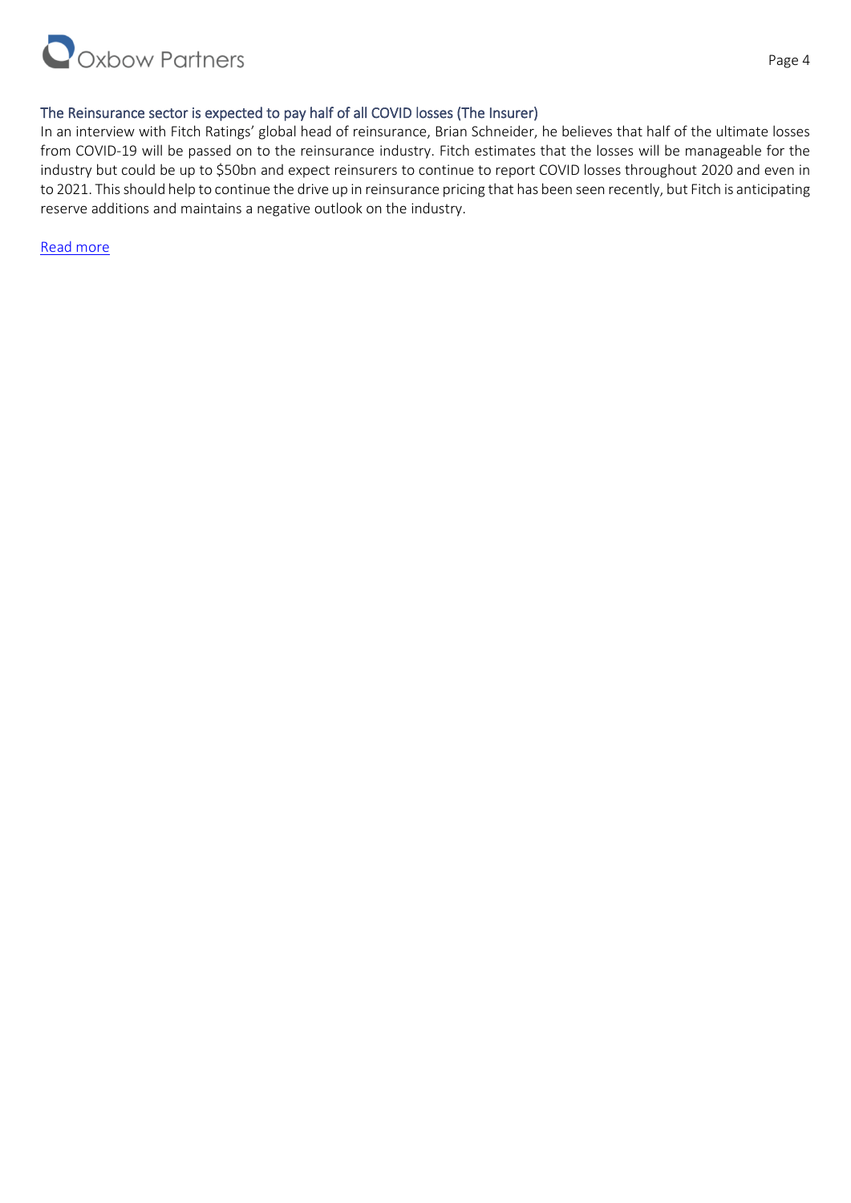### The Reinsurance sector is expected to pay half of all COVID losses (The Insurer)

In an interview with Fitch Ratings' global head of reinsurance, Brian Schneider, he believes that half of the ultimate losses from COVID-19 will be passed on to the reinsurance industry. Fitch estimates that the losses will be manageable for the industry but could be up to $50bn and expect reinsurers to continue to report COVID losses throughout 2020 and even in to 2021. This should help to continue the drive up in reinsurance pricing that has been seen recently, but Fitch is anticipating reserve additions and maintains a negative outlook on the industry.

Read more